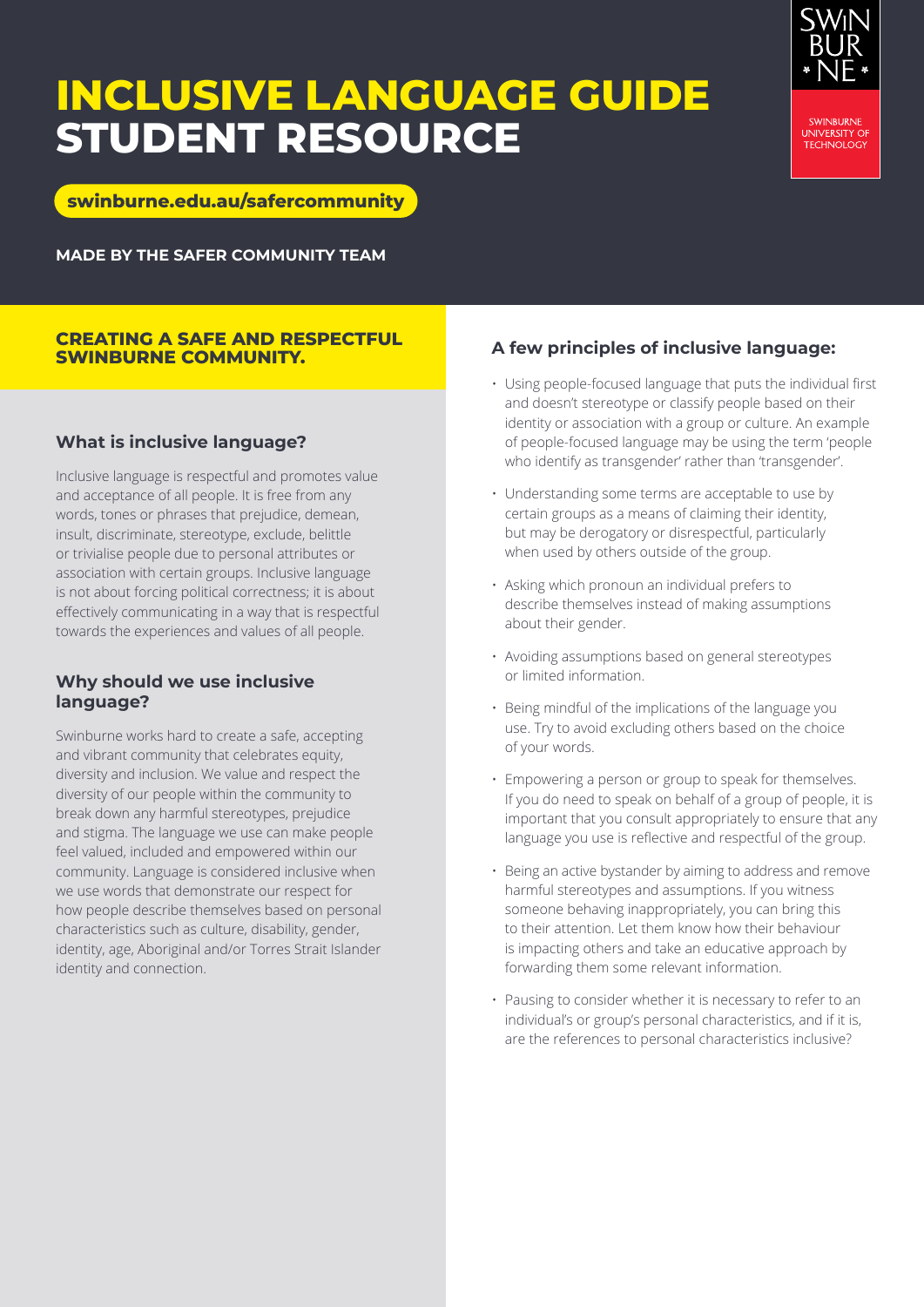# INCLUSIVE LANGUAGE GUIDE STUDENT RESOURCE

SWINBURNE UNIVERSITY OF TECHNOLOGY

**swinburne.edu.au/safercommunity**

**MADE BY THE SAFER COMMUNITY TEAM**

## CREATING A SAFE AND RESPECTFUL SWINBURNE COMMUNITY.

### What is inclusive language?

Inclusive language is respectful and promotes value and acceptance of all people. It is free from any words, tones or phrases that prejudice, demean, insult, discriminate, stereotype, exclude, belittle or trivialise people due to personal attributes or association with certain groups. Inclusive language is not about forcing political correctness; it is about effectively communicating in a way that is respectful towards the experiences and values of all people.

### Why should we use inclusive language?

Swinburne works hard to create a safe, accepting and vibrant community that celebrates equity, diversity and inclusion. We value and respect the diversity of our people within the community to break down any harmful stereotypes, prejudice and stigma. The language we use can make people feel valued, included and empowered within our community. Language is considered inclusive when we use words that demonstrate our respect for how people describe themselves based on personal characteristics such as culture, disability, gender, identity, age, Aboriginal and/or Torres Strait Islander identity and connection.

### A few principles of inclusive language:

- Using people-focused language that puts the individual first and doesn't stereotype or classify people based on their identity or association with a group or culture. An example of people-focused language may be using the term 'people who identify as transgender' rather than 'transgender'.
- Understanding some terms are acceptable to use by certain groups as a means of claiming their identity, but may be derogatory or disrespectful, particularly when used by others outside of the group.
- Asking which pronoun an individual prefers to describe themselves instead of making assumptions about their gender.
- Avoiding assumptions based on general stereotypes or limited information.
- Being mindful of the implications of the language you use. Try to avoid excluding others based on the choice of your words.
- Empowering a person or group to speak for themselves. If you do need to speak on behalf of a group of people, it is important that you consult appropriately to ensure that any language you use is reflective and respectful of the group.
- Being an active bystander by aiming to address and remove harmful stereotypes and assumptions. If you witness someone behaving inappropriately, you can bring this to their attention. Let them know how their behaviour is impacting others and take an educative approach by forwarding them some relevant information.
- Pausing to consider whether it is necessary to refer to an individual's or group's personal characteristics, and if it is, are the references to personal characteristics inclusive?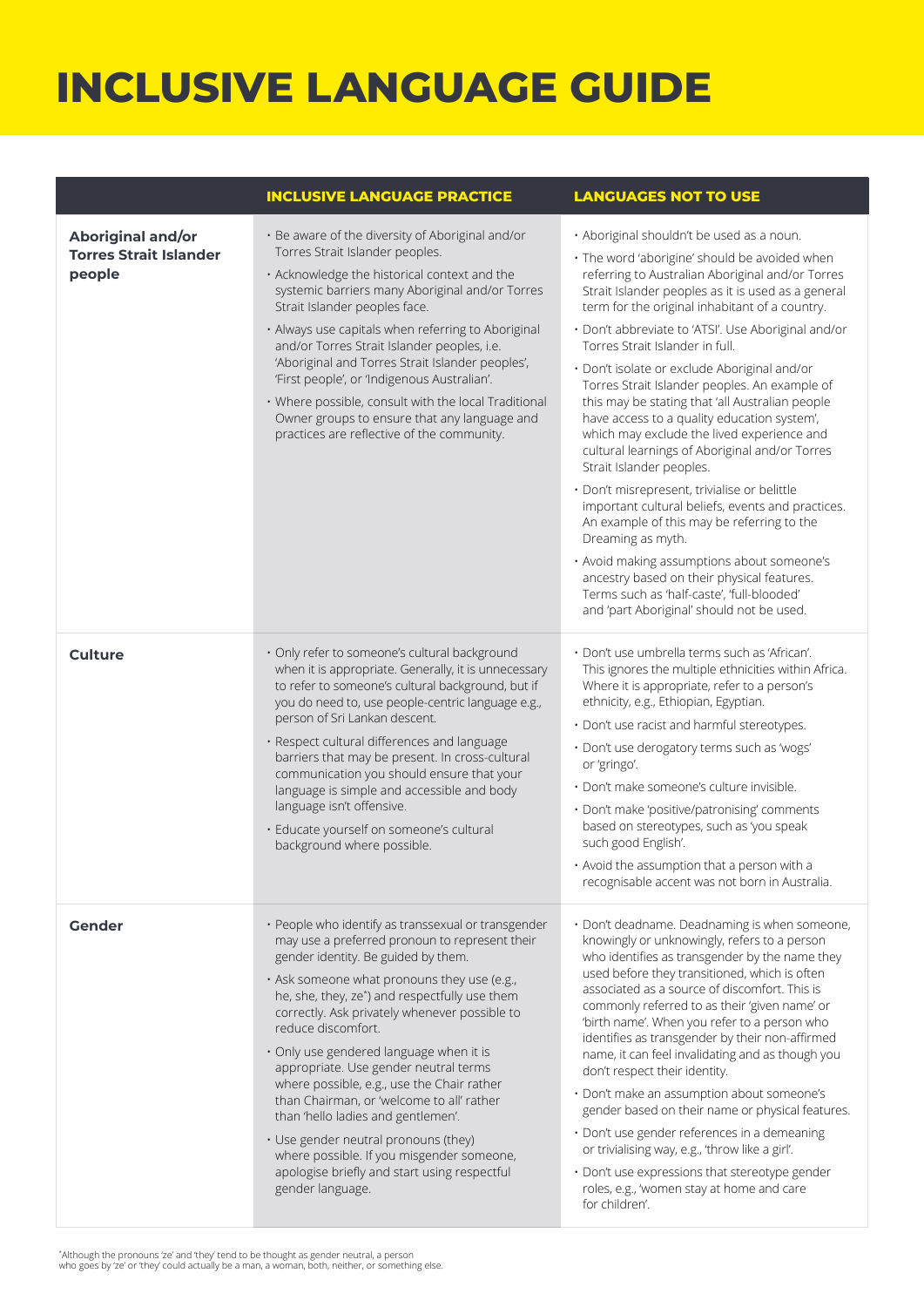# INCLUSIVE LANGUAGE GUIDE

| | INCLUSIVE LANGUAGE PRACTICE | LANGUAGES NOT TO USE |
|---|---|---|
| **Aboriginal and/or Torres Strait Islander people** | • Be aware of the diversity of Aboriginal and/or Torres Strait Islander peoples.<br>• Acknowledge the historical context and the systemic barriers many Aboriginal and/or Torres Strait Islander peoples face.<br>• Always use capitals when referring to Aboriginal and/or Torres Strait Islander peoples, i.e. 'Aboriginal and Torres Strait Islander peoples', 'First people', or 'Indigenous Australian'.<br>• Where possible, consult with the local Traditional Owner groups to ensure that any language and practices are reflective of the community. | • Aboriginal shouldn't be used as a noun.<br>• The word 'aborigine' should be avoided when referring to Australian Aboriginal and/or Torres Strait Islander peoples as it is used as a general term for the original inhabitant of a country.<br>• Don't abbreviate to 'ATSI'. Use Aboriginal and/or Torres Strait Islander in full.<br>• Don't isolate or exclude Aboriginal and/or Torres Strait Islander peoples. An example of this may be stating that 'all Australian people have access to a quality education system', which may exclude the lived experience and cultural learnings of Aboriginal and/or Torres Strait Islander peoples.<br>• Don't misrepresent, trivialise or belittle important cultural beliefs, events and practices. An example of this may be referring to the Dreaming as myth.<br>• Avoid making assumptions about someone's ancestry based on their physical features. Terms such as 'half-caste', 'full-blooded' and 'part Aboriginal' should not be used. |
| **Culture** | • Only refer to someone's cultural background when it is appropriate. Generally, it is unnecessary to refer to someone's cultural background, but if you do need to, use people-centric language e.g., person of Sri Lankan descent.<br>• Respect cultural differences and language barriers that may be present. In cross-cultural communication you should ensure that your language is simple and accessible and body language isn't offensive.<br>• Educate yourself on someone's cultural background where possible. | • Don't use umbrella terms such as 'African'. This ignores the multiple ethnicities within Africa. Where it is appropriate, refer to a person's ethnicity, e.g., Ethiopian, Egyptian.<br>• Don't use racist and harmful stereotypes.<br>• Don't use derogatory terms such as 'wogs' or 'gringo'.<br>• Don't make someone's culture invisible.<br>• Don't make 'positive/patronising' comments based on stereotypes, such as 'you speak such good English'.<br>• Avoid the assumption that a person with a recognisable accent was not born in Australia. |
| **Gender** | • People who identify as transsexual or transgender may use a preferred pronoun to represent their gender identity. Be guided by them.<br>• Ask someone what pronouns they use (e.g., he, she, they, ze*) and respectfully use them correctly. Ask privately whenever possible to reduce discomfort.<br>• Only use gendered language when it is appropriate. Use gender neutral terms where possible, e.g., use the Chair rather than Chairman, or 'welcome to all' rather than 'hello ladies and gentlemen'.<br>• Use gender neutral pronouns (they) where possible. If you misgender someone, apologise briefly and start using respectful gender language. | • Don't deadname. Deadnaming is when someone, knowingly or unknowingly, refers to a person who identifies as transgender by the name they used before they transitioned, which is often associated as a source of discomfort. This is commonly referred to as their 'given name' or 'birth name'. When you refer to a person who identifies as transgender by their non-affirmed name, it can feel invalidating and as though you don't respect their identity.<br>• Don't make an assumption about someone's gender based on their name or physical features.<br>• Don't use gender references in a demeaning or trivialising way, e.g., 'throw like a girl'.<br>• Don't use expressions that stereotype gender roles, e.g., 'women stay at home and care for children'. |

*Although the pronouns 'ze' and 'they' tend to be thought as gender neutral, a person who goes by 'ze' or 'they' could actually be a man, a woman, both, neither, or something else.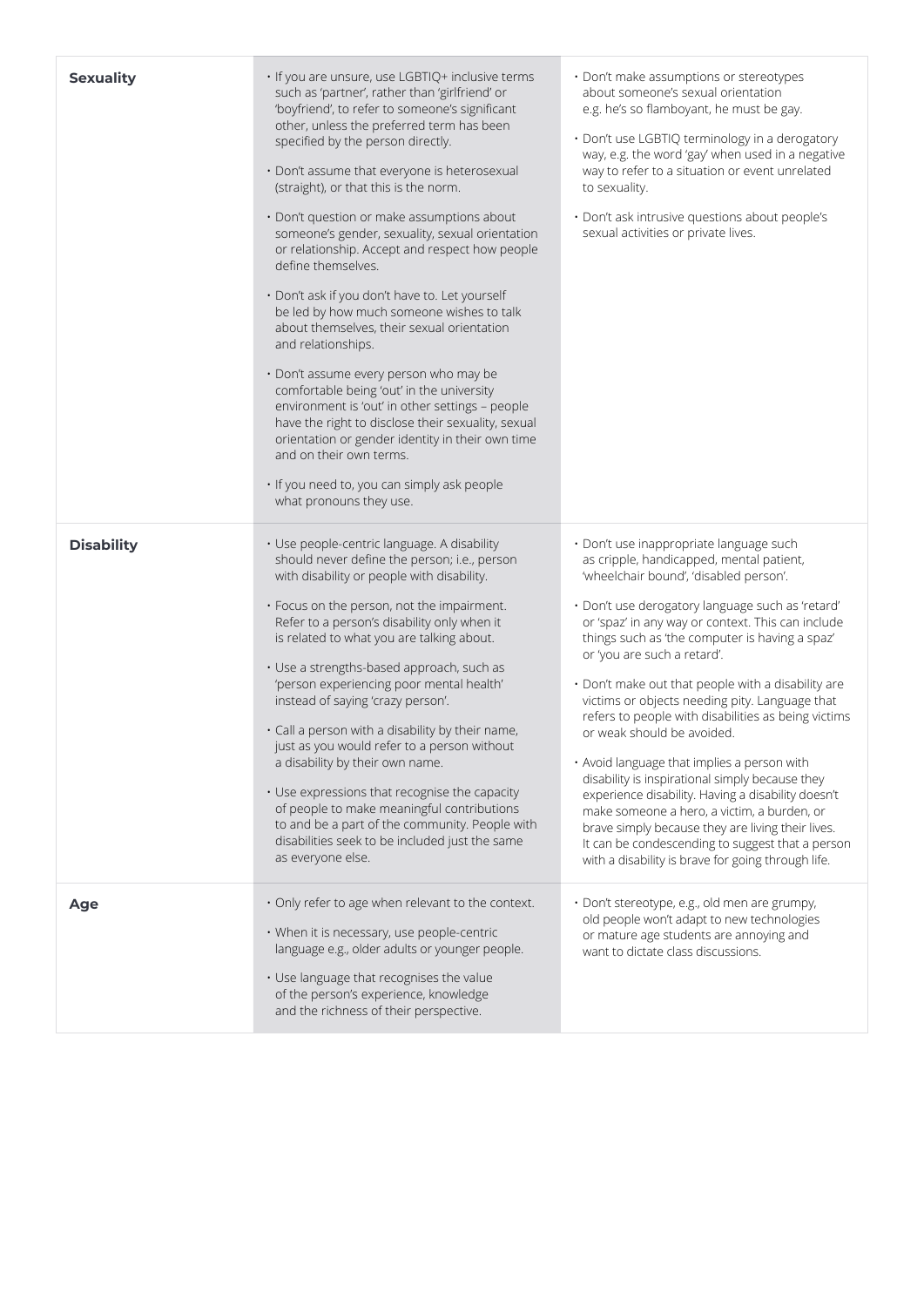| | | |
|---|---|---|
| **Sexuality** | • If you are unsure, use LGBTIQ+ inclusive terms such as 'partner', rather than 'girlfriend' or 'boyfriend', to refer to someone's significant other, unless the preferred term has been specified by the person directly.<br>• Don't assume that everyone is heterosexual (straight), or that this is the norm.<br>• Don't question or make assumptions about someone's gender, sexuality, sexual orientation or relationship. Accept and respect how people define themselves.<br>• Don't ask if you don't have to. Let yourself be led by how much someone wishes to talk about themselves, their sexual orientation and relationships.<br>• Don't assume every person who may be comfortable being 'out' in the university environment is 'out' in other settings – people have the right to disclose their sexuality, sexual orientation or gender identity in their own time and on their own terms.<br>• If you need to, you can simply ask people what pronouns they use. | • Don't make assumptions or stereotypes about someone's sexual orientation e.g. he's so flamboyant, he must be gay.<br>• Don't use LGBTIQ terminology in a derogatory way, e.g. the word 'gay' when used in a negative way to refer to a situation or event unrelated to sexuality.<br>• Don't ask intrusive questions about people's sexual activities or private lives. |
| **Disability** | • Use people-centric language. A disability should never define the person; i.e., person with disability or people with disability.<br>• Focus on the person, not the impairment. Refer to a person's disability only when it is related to what you are talking about.<br>• Use a strengths-based approach, such as 'person experiencing poor mental health' instead of saying 'crazy person'.<br>• Call a person with a disability by their name, just as you would refer to a person without a disability by their own name.<br>• Use expressions that recognise the capacity of people to make meaningful contributions to and be a part of the community. People with disabilities seek to be included just the same as everyone else. | • Don't use inappropriate language such as cripple, handicapped, mental patient, 'wheelchair bound', 'disabled person'.<br>• Don't use derogatory language such as 'retard' or 'spaz' in any way or context. This can include things such as 'the computer is having a spaz' or 'you are such a retard'.<br>• Don't make out that people with a disability are victims or objects needing pity. Language that refers to people with disabilities as being victims or weak should be avoided.<br>• Avoid language that implies a person with disability is inspirational simply because they experience disability. Having a disability doesn't make someone a hero, a victim, a burden, or brave simply because they are living their lives. It can be condescending to suggest that a person with a disability is brave for going through life. |
| **Age** | • Only refer to age when relevant to the context.<br>• When it is necessary, use people-centric language e.g., older adults or younger people.<br>• Use language that recognises the value of the person's experience, knowledge and the richness of their perspective. | • Don't stereotype, e.g., old men are grumpy, old people won't adapt to new technologies or mature age students are annoying and want to dictate class discussions. |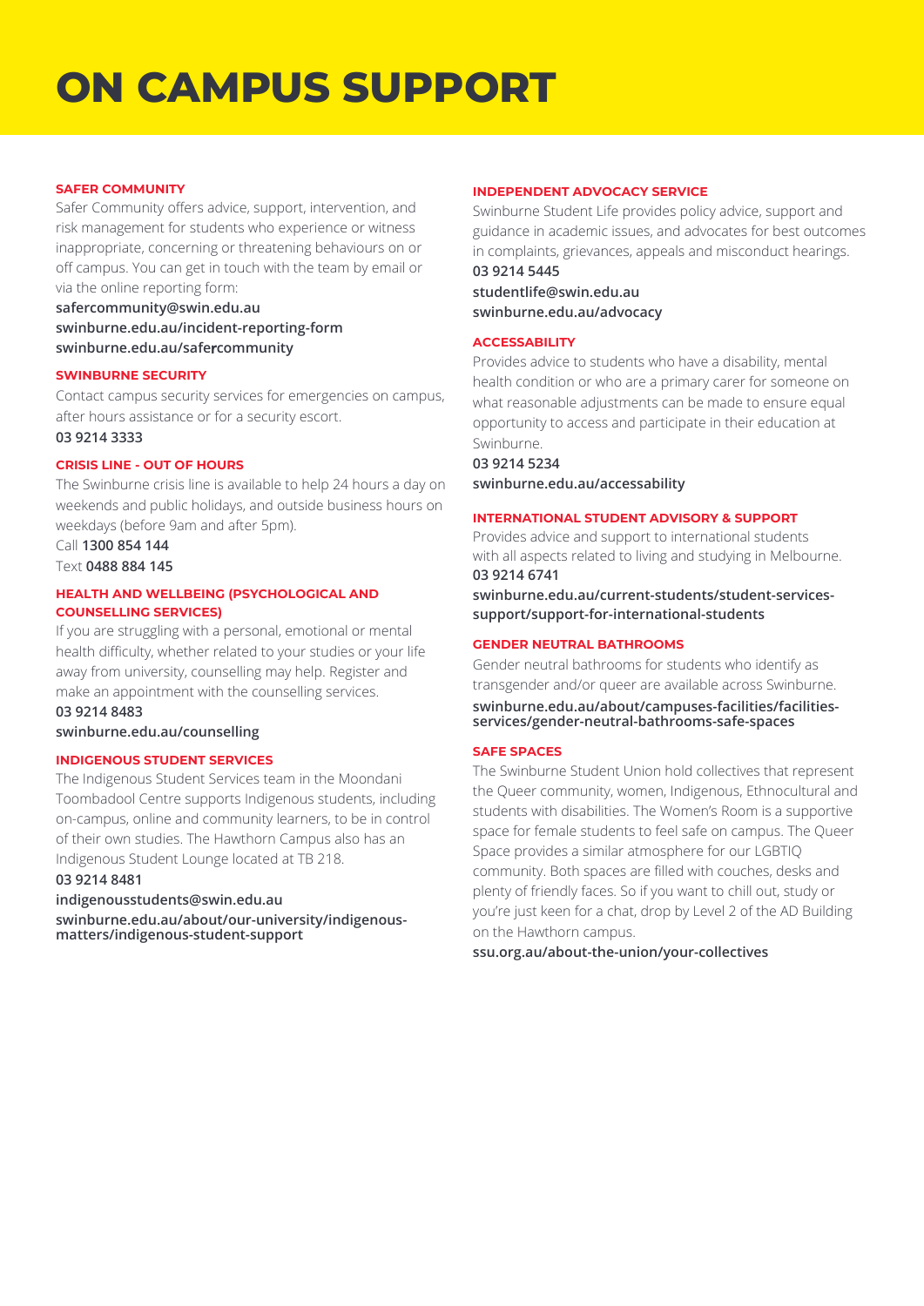# ON CAMPUS SUPPORT

### SAFER COMMUNITY

Safer Community offers advice, support, intervention, and risk management for students who experience or witness inappropriate, concerning or threatening behaviours on or off campus. You can get in touch with the team by email or via the online reporting form:

**safercommunity@swin.edu.au**
**swinburne.edu.au/incident-reporting-form**
**swinburne.edu.au/safercommunity**

### SWINBURNE SECURITY

Contact campus security services for emergencies on campus, after hours assistance or for a security escort.

**03 9214 3333**

### CRISIS LINE - OUT OF HOURS

The Swinburne crisis line is available to help 24 hours a day on weekends and public holidays, and outside business hours on weekdays (before 9am and after 5pm).

Call **1300 854 144**
Text **0488 884 145**

### HEALTH AND WELLBEING (PSYCHOLOGICAL AND COUNSELLING SERVICES)

If you are struggling with a personal, emotional or mental health difficulty, whether related to your studies or your life away from university, counselling may help. Register and make an appointment with the counselling services.

**03 9214 8483**
**swinburne.edu.au/counselling**

### INDIGENOUS STUDENT SERVICES

The Indigenous Student Services team in the Moondani Toombadool Centre supports Indigenous students, including on-campus, online and community learners, to be in control of their own studies. The Hawthorn Campus also has an Indigenous Student Lounge located at TB 218.

**03 9214 8481**
**indigenousstudents@swin.edu.au**
**swinburne.edu.au/about/our-university/indigenous-matters/indigenous-student-support**

### INDEPENDENT ADVOCACY SERVICE

Swinburne Student Life provides policy advice, support and guidance in academic issues, and advocates for best outcomes in complaints, grievances, appeals and misconduct hearings.

**03 9214 5445**
**studentlife@swin.edu.au**
**swinburne.edu.au/advocacy**

### ACCESSABILITY

Provides advice to students who have a disability, mental health condition or who are a primary carer for someone on what reasonable adjustments can be made to ensure equal opportunity to access and participate in their education at Swinburne.

**03 9214 5234**
**swinburne.edu.au/accessability**

### INTERNATIONAL STUDENT ADVISORY & SUPPORT

Provides advice and support to international students with all aspects related to living and studying in Melbourne.

**03 9214 6741**
**swinburne.edu.au/current-students/student-services-support/support-for-international-students**

### GENDER NEUTRAL BATHROOMS

Gender neutral bathrooms for students who identify as transgender and/or queer are available across Swinburne.

**swinburne.edu.au/about/campuses-facilities/facilities-services/gender-neutral-bathrooms-safe-spaces**

### SAFE SPACES

The Swinburne Student Union hold collectives that represent the Queer community, women, Indigenous, Ethnocultural and students with disabilities. The Women's Room is a supportive space for female students to feel safe on campus. The Queer Space provides a similar atmosphere for our LGBTIQ community. Both spaces are filled with couches, desks and plenty of friendly faces. So if you want to chill out, study or you're just keen for a chat, drop by Level 2 of the AD Building on the Hawthorn campus.

**ssu.org.au/about-the-union/your-collectives**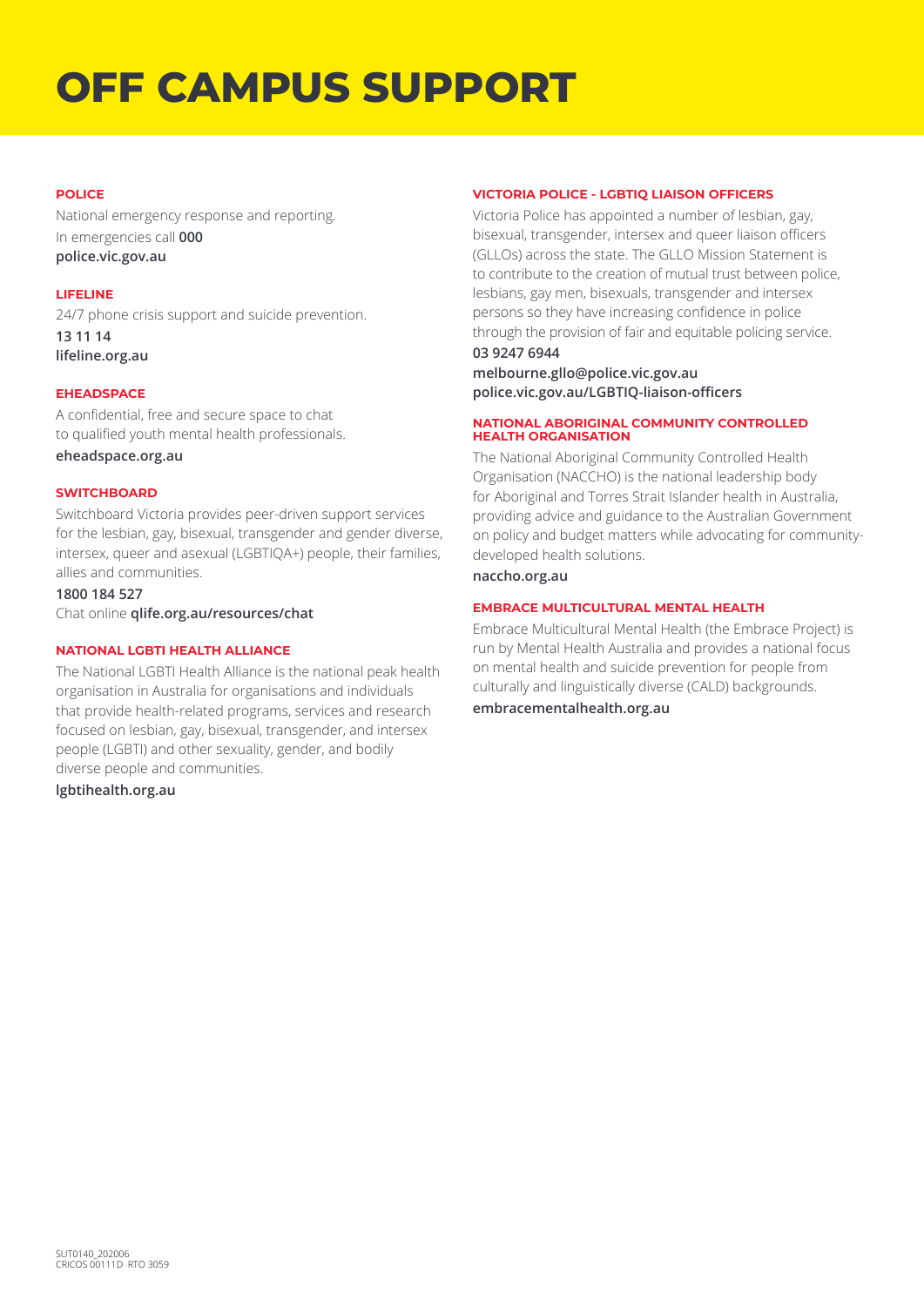# OFF CAMPUS SUPPORT

### POLICE

National emergency response and reporting.
In emergencies call **000**
**police.vic.gov.au**

### LIFELINE

24/7 phone crisis support and suicide prevention.
**13 11 14**
**lifeline.org.au**

### EHEADSPACE

A confidential, free and secure space to chat to qualified youth mental health professionals.
**eheadspace.org.au**

### SWITCHBOARD

Switchboard Victoria provides peer-driven support services for the lesbian, gay, bisexual, transgender and gender diverse, intersex, queer and asexual (LGBTIQA+) people, their families, allies and communities.
**1800 184 527**
Chat online **qlife.org.au/resources/chat**

### NATIONAL LGBTI HEALTH ALLIANCE

The National LGBTI Health Alliance is the national peak health organisation in Australia for organisations and individuals that provide health-related programs, services and research focused on lesbian, gay, bisexual, transgender, and intersex people (LGBTI) and other sexuality, gender, and bodily diverse people and communities.
**lgbtihealth.org.au**

### VICTORIA POLICE - LGBTIQ LIAISON OFFICERS

Victoria Police has appointed a number of lesbian, gay, bisexual, transgender, intersex and queer liaison officers (GLLOs) across the state. The GLLO Mission Statement is to contribute to the creation of mutual trust between police, lesbians, gay men, bisexuals, transgender and intersex persons so they have increasing confidence in police through the provision of fair and equitable policing service.
**03 9247 6944**
**melbourne.gllo@police.vic.gov.au**
**police.vic.gov.au/LGBTIQ-liaison-officers**

### NATIONAL ABORIGINAL COMMUNITY CONTROLLED HEALTH ORGANISATION

The National Aboriginal Community Controlled Health Organisation (NACCHO) is the national leadership body for Aboriginal and Torres Strait Islander health in Australia, providing advice and guidance to the Australian Government on policy and budget matters while advocating for community-developed health solutions.
**naccho.org.au**

### EMBRACE MULTICULTURAL MENTAL HEALTH

Embrace Multicultural Mental Health (the Embrace Project) is run by Mental Health Australia and provides a national focus on mental health and suicide prevention for people from culturally and linguistically diverse (CALD) backgrounds.
**embracementalhealth.org.au**

SUT0140_202006
CRICOS 00111D RTO 3059